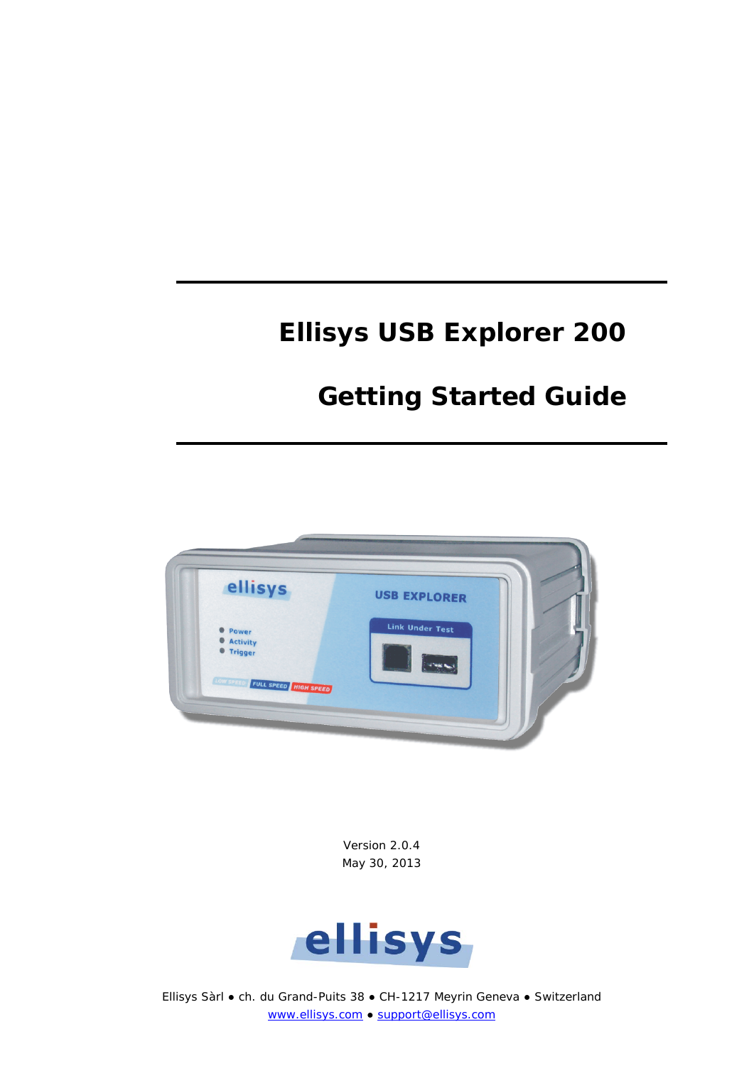# Ellisys USB Explorer 200

## Getting Started Guide

Version 2.0.4
May 30, 2013

Ellisys Sàrl ● ch. du Grand-Puits 38 ● CH-1217 Meyrin Geneva ● Switzerland
www.ellisys.com ● support@ellisys.com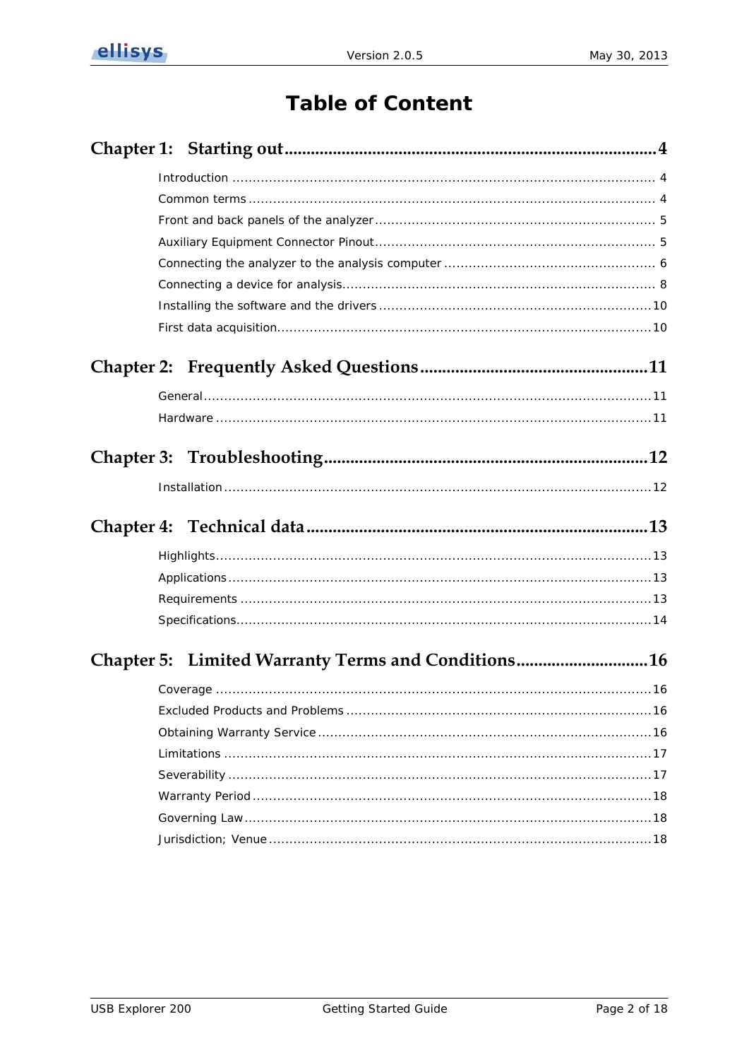# Table of Content

**Chapter 1: Starting out** .......... 4

- Introduction .......... 4
- Common terms .......... 4
- Front and back panels of the analyzer .......... 5
- Auxiliary Equipment Connector Pinout .......... 5
- Connecting the analyzer to the analysis computer .......... 6
- Connecting a device for analysis .......... 8
- Installing the software and the drivers .......... 10
- First data acquisition .......... 10

**Chapter 2: Frequently Asked Questions** .......... 11

- General .......... 11
- Hardware .......... 11

**Chapter 3: Troubleshooting** .......... 12

- Installation .......... 12

**Chapter 4: Technical data** .......... 13

- Highlights .......... 13
- Applications .......... 13
- Requirements .......... 13
- Specifications .......... 14

**Chapter 5: Limited Warranty Terms and Conditions** .......... 16

- Coverage .......... 16
- Excluded Products and Problems .......... 16
- Obtaining Warranty Service .......... 16
- Limitations .......... 17
- Severability .......... 17
- Warranty Period .......... 18
- Governing Law .......... 18
- Jurisdiction; Venue .......... 18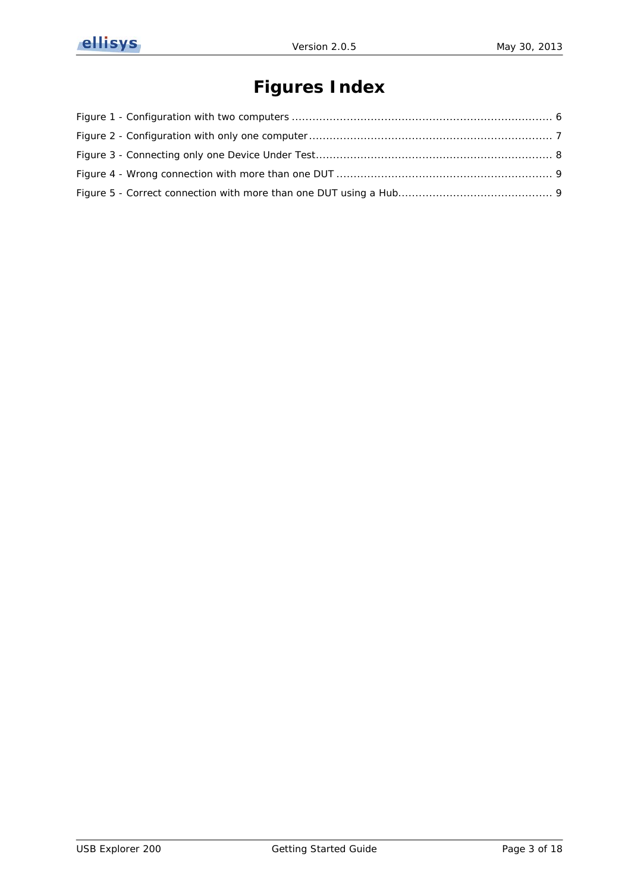# Figures Index

Figure 1 - Configuration with two computers ........................................................................... 6

Figure 2 - Configuration with only one computer ...................................................................... 7

Figure 3 - Connecting only one Device Under Test.................................................................... 8

Figure 4 - Wrong connection with more than one DUT .............................................................. 9

Figure 5 - Correct connection with more than one DUT using a Hub............................................ 9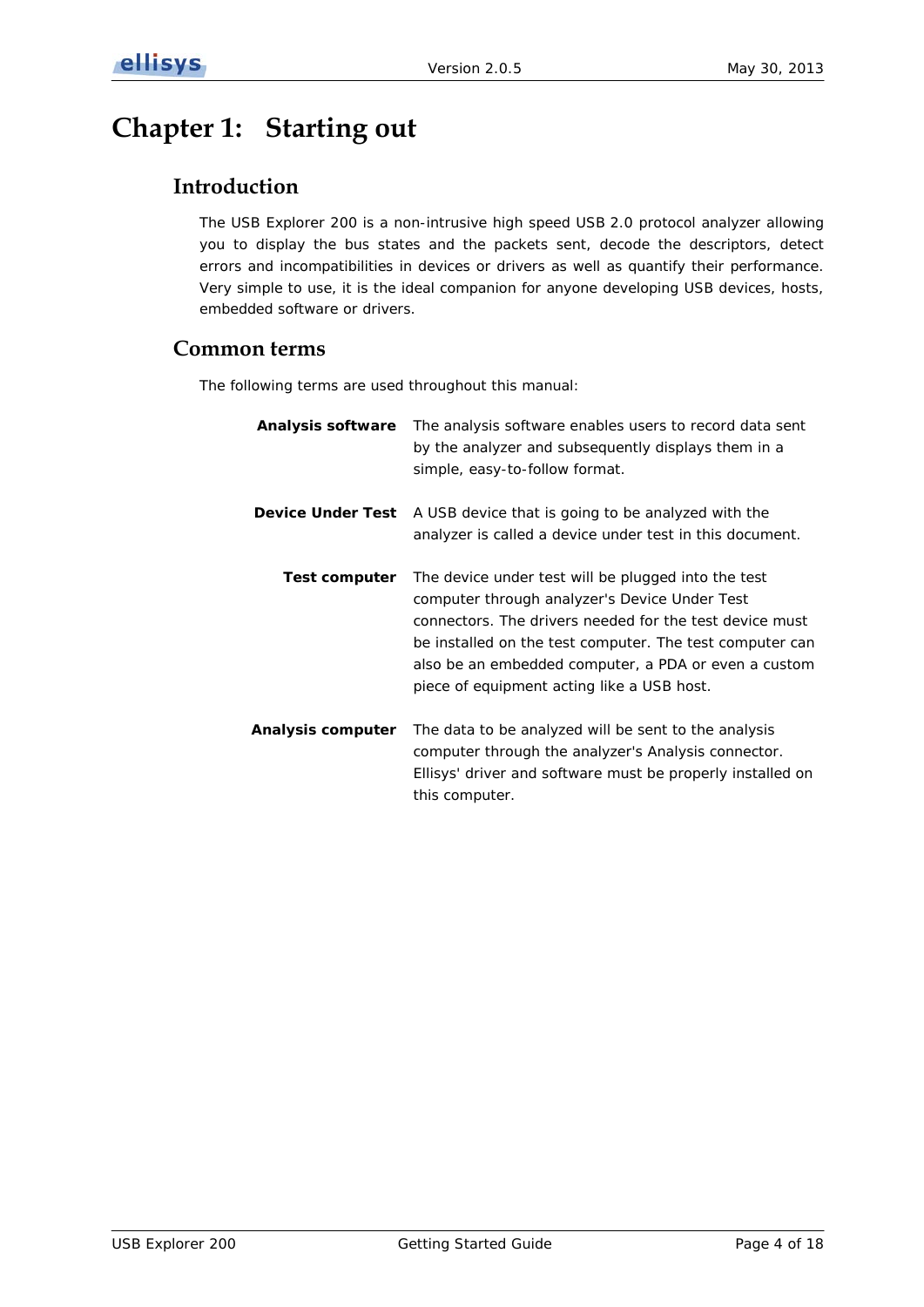# Chapter 1: Starting out

## Introduction

The USB Explorer 200 is a non-intrusive high speed USB 2.0 protocol analyzer allowing you to display the bus states and the packets sent, decode the descriptors, detect errors and incompatibilities in devices or drivers as well as quantify their performance. Very simple to use, it is the ideal companion for anyone developing USB devices, hosts, embedded software or drivers.

## Common terms

The following terms are used throughout this manual:

**Analysis software** The analysis software enables users to record data sent by the analyzer and subsequently displays them in a simple, easy-to-follow format.

**Device Under Test** A USB device that is going to be analyzed with the analyzer is called a device under test in this document.

**Test computer** The device under test will be plugged into the test computer through analyzer's Device Under Test connectors. The drivers needed for the test device must be installed on the test computer. The test computer can also be an embedded computer, a PDA or even a custom piece of equipment acting like a USB host.

**Analysis computer** The data to be analyzed will be sent to the analysis computer through the analyzer's Analysis connector. Ellisys' driver and software must be properly installed on this computer.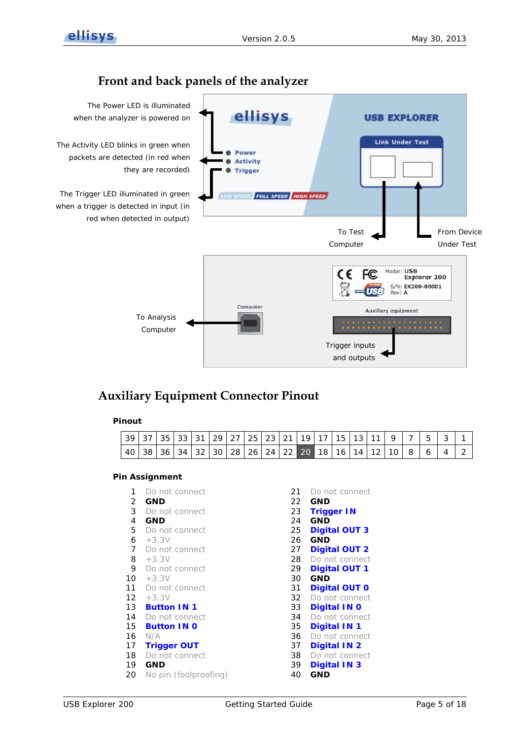## Front and back panels of the analyzer

The Power LED is illuminated when the analyzer is powered on

The Activity LED blinks in green when packets are detected (in red when they are recorded)

The Trigger LED illuminated in green when a trigger is detected in input (in red when detected in output)

To Test Computer

From Device Under Test

To Analysis Computer

Trigger inputs and outputs

## Auxiliary Equipment Connector Pinout

**Pinout**

| 39 | 37 | 35 | 33 | 31 | 29 | 27 | 25 | 23 | 21 | 19 | 17 | 15 | 13 | 11 | 9 | 7 | 5 | 3 | 1 |
|---|---|---|---|---|---|---|---|---|---|---|---|---|---|---|---|---|---|---|---|
| 40 | 38 | 36 | 34 | 32 | 30 | 28 | 26 | 24 | 22 | 20 | 18 | 16 | 14 | 12 | 10 | 8 | 6 | 4 | 2 |

**Pin Assignment**

| Pin | Assignment | Pin | Assignment |
|---|---|---|---|
| 1 | Do not connect | 21 | Do not connect |
| 2 | **GND** | 22 | **GND** |
| 3 | Do not connect | 23 | **Trigger IN** |
| 4 | **GND** | 24 | **GND** |
| 5 | Do not connect | 25 | **Digital OUT 3** |
| 6 | +3.3V | 26 | **GND** |
| 7 | Do not connect | 27 | **Digital OUT 2** |
| 8 | +3.3V | 28 | Do not connect |
| 9 | Do not connect | 29 | **Digital OUT 1** |
| 10 | +3.3V | 30 | **GND** |
| 11 | Do not connect | 31 | **Digital OUT 0** |
| 12 | +3.3V | 32 | Do not connect |
| 13 | **Button IN 1** | 33 | **Digital IN 0** |
| 14 | Do not connect | 34 | Do not connect |
| 15 | **Button IN 0** | 35 | **Digital IN 1** |
| 16 | N/A | 36 | Do not connect |
| 17 | **Trigger OUT** | 37 | **Digital IN 2** |
| 18 | Do not connect | 38 | Do not connect |
| 19 | **GND** | 39 | **Digital IN 3** |
| 20 | No pin (foolproofing) | 40 | **GND** |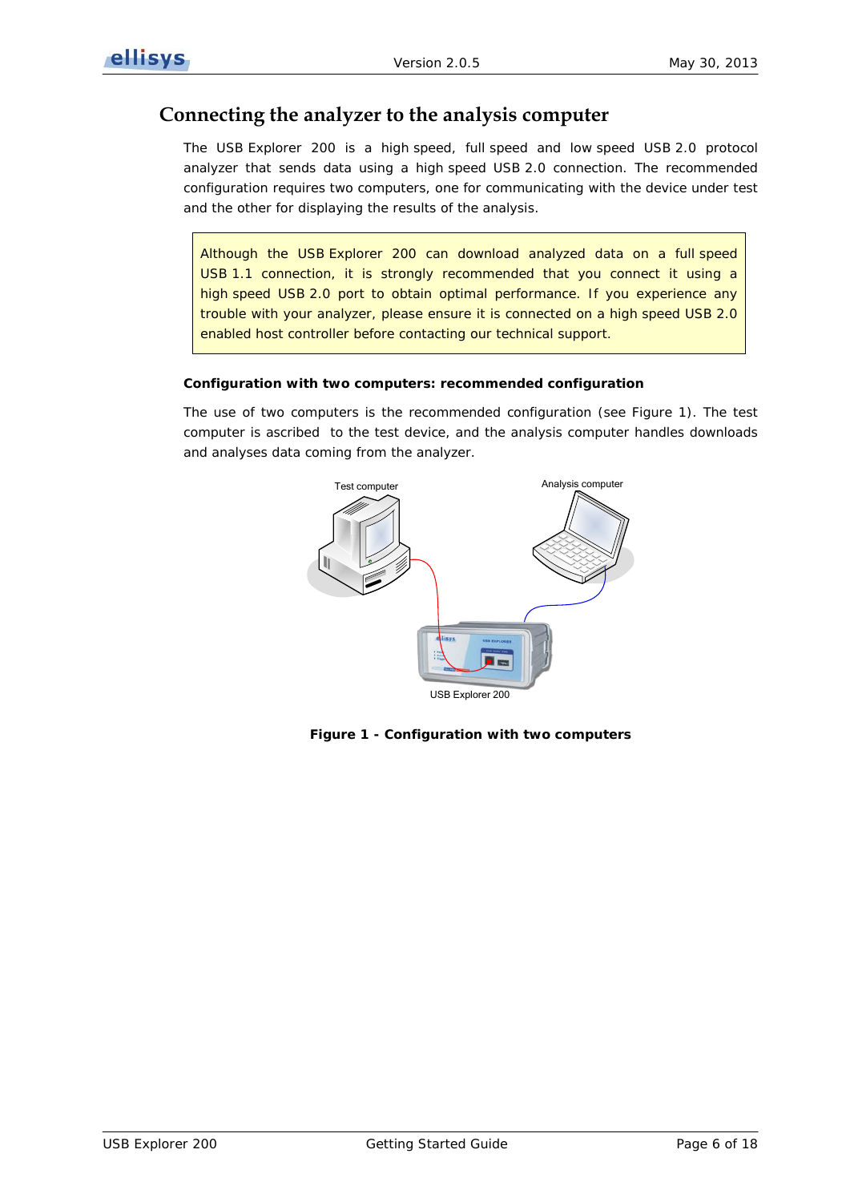## Connecting the analyzer to the analysis computer

The USB Explorer 200 is a high speed, full speed and low speed USB 2.0 protocol analyzer that sends data using a high speed USB 2.0 connection. The recommended configuration requires two computers, one for communicating with the device under test and the other for displaying the results of the analysis.

> Although the USB Explorer 200 can download analyzed data on a full speed USB 1.1 connection, it is strongly recommended that you connect it using a high speed USB 2.0 port to obtain optimal performance. If you experience any trouble with your analyzer, please ensure it is connected on a high speed USB 2.0 enabled host controller before contacting our technical support.

**Configuration with two computers: recommended configuration**

The use of two computers is the recommended configuration (see Figure 1). The test computer is ascribed to the test device, and the analysis computer handles downloads and analyses data coming from the analyzer.

Test computer

Analysis computer

USB Explorer 200

**Figure 1 - Configuration with two computers**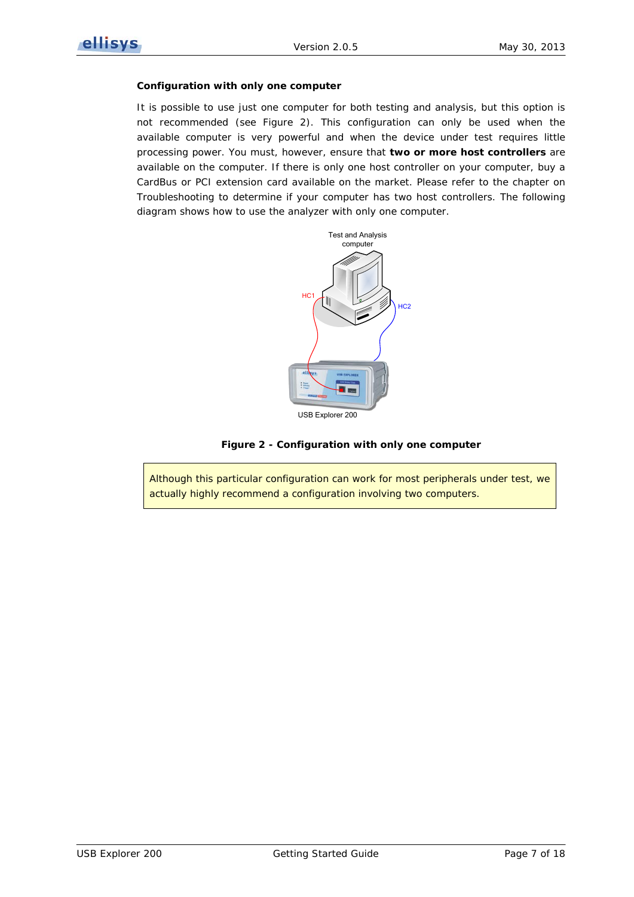### Configuration with only one computer

It is possible to use just one computer for both testing and analysis, but this option is not recommended (see Figure 2). This configuration can only be used when the available computer is very powerful and when the device under test requires little processing power. You must, however, ensure that **two or more host controllers** are available on the computer. If there is only one host controller on your computer, buy a CardBus or PCI extension card available on the market. Please refer to the chapter on Troubleshooting to determine if your computer has two host controllers. The following diagram shows how to use the analyzer with only one computer.

**Figure 2 - Configuration with only one computer**

> Although this particular configuration can work for most peripherals under test, we actually highly recommend a configuration involving two computers.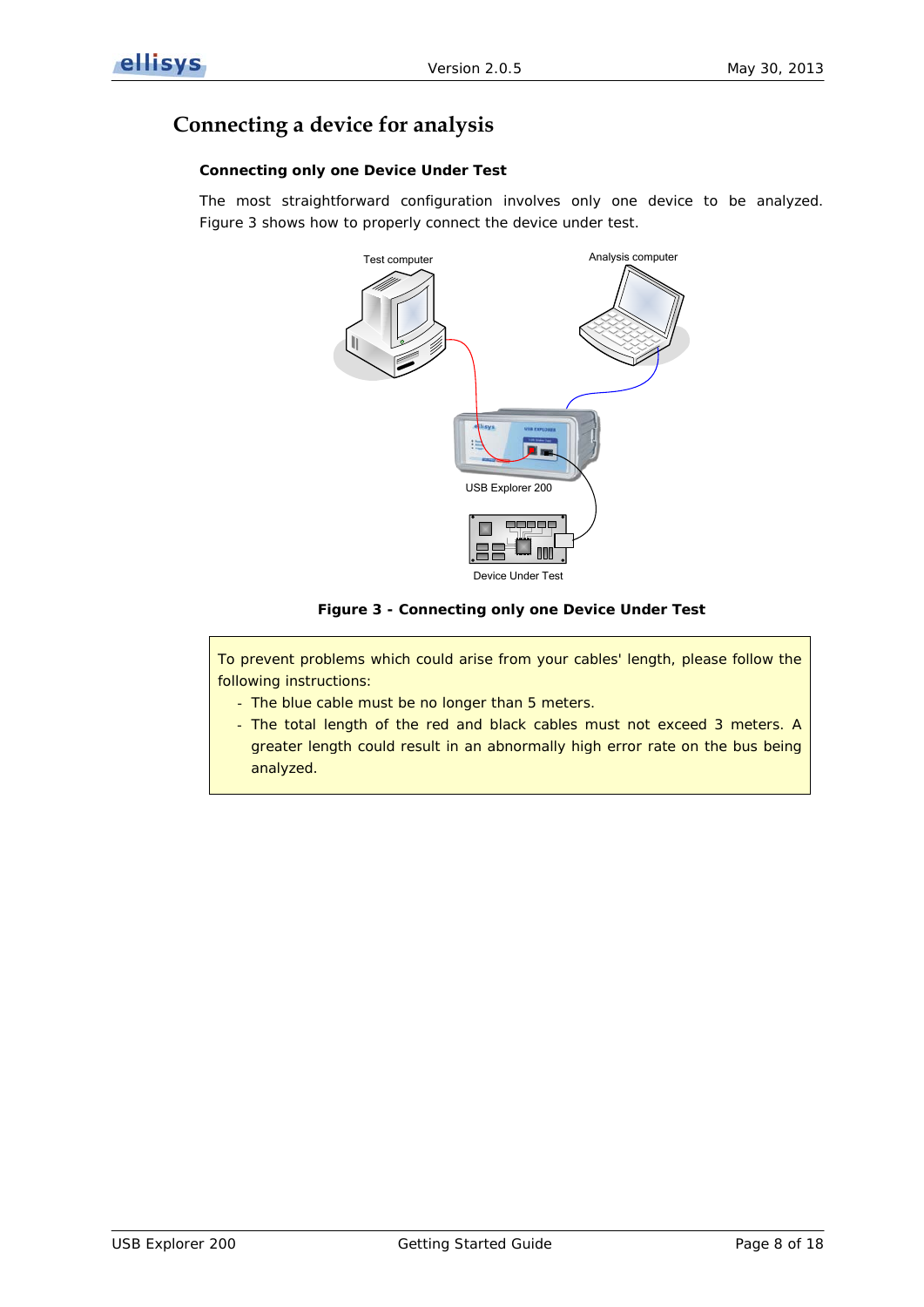# Connecting a device for analysis

### Connecting only one Device Under Test

The most straightforward configuration involves only one device to be analyzed. Figure 3 shows how to properly connect the device under test.

**Figure 3 - Connecting only one Device Under Test**

> To prevent problems which could arise from your cables' length, please follow the following instructions:
> - The blue cable must be no longer than 5 meters.
> - The total length of the red and black cables must not exceed 3 meters. A greater length could result in an abnormally high error rate on the bus being analyzed.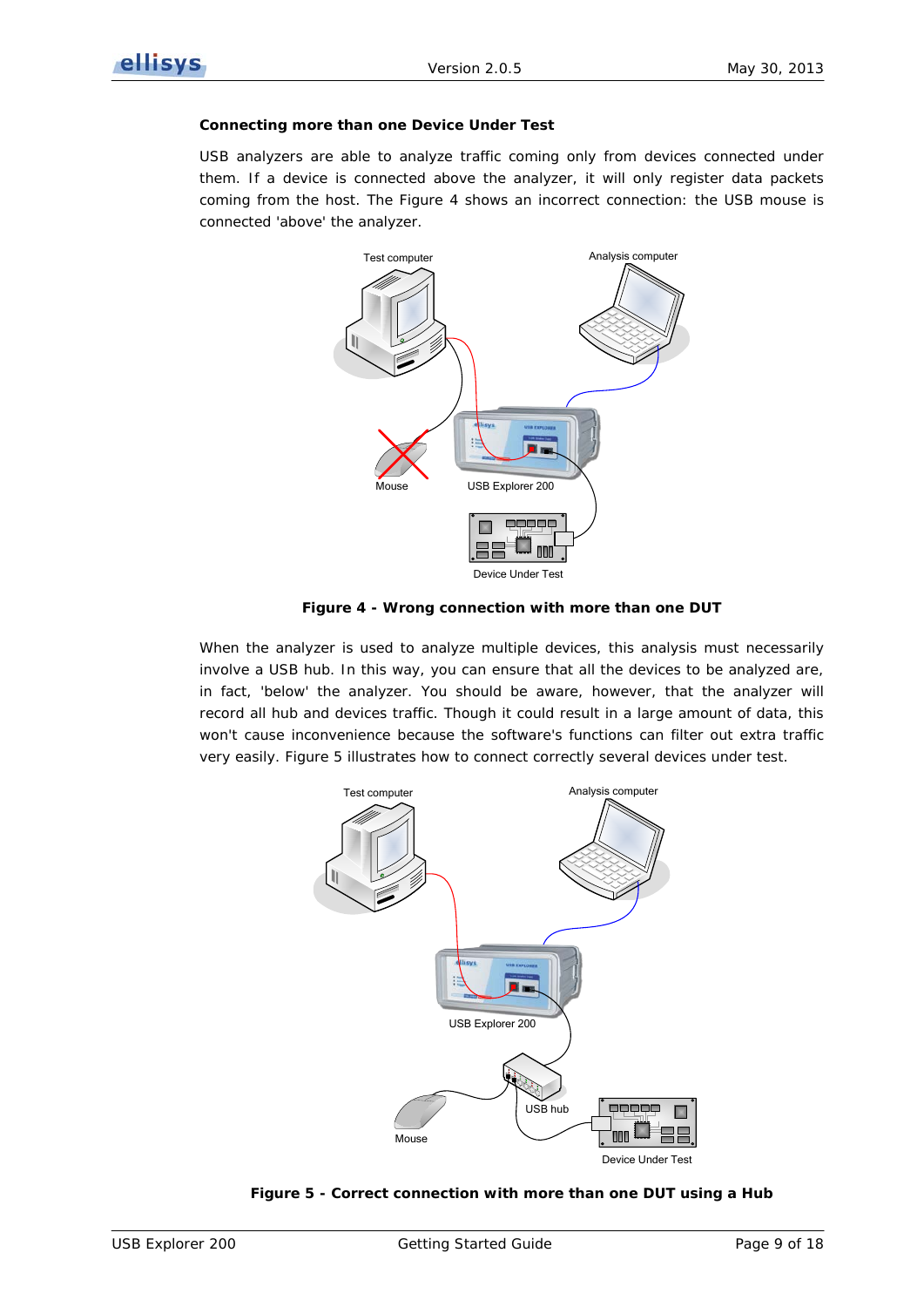### Connecting more than one Device Under Test

USB analyzers are able to analyze traffic coming only from devices connected under them. If a device is connected above the analyzer, it will only register data packets coming from the host. The Figure 4 shows an incorrect connection: the USB mouse is connected 'above' the analyzer.

**Figure 4 - Wrong connection with more than one DUT**

When the analyzer is used to analyze multiple devices, this analysis must necessarily involve a USB hub. In this way, you can ensure that all the devices to be analyzed are, in fact, 'below' the analyzer. You should be aware, however, that the analyzer will record all hub and devices traffic. Though it could result in a large amount of data, this won't cause inconvenience because the software's functions can filter out extra traffic very easily. Figure 5 illustrates how to connect correctly several devices under test.

**Figure 5 - Correct connection with more than one DUT using a Hub**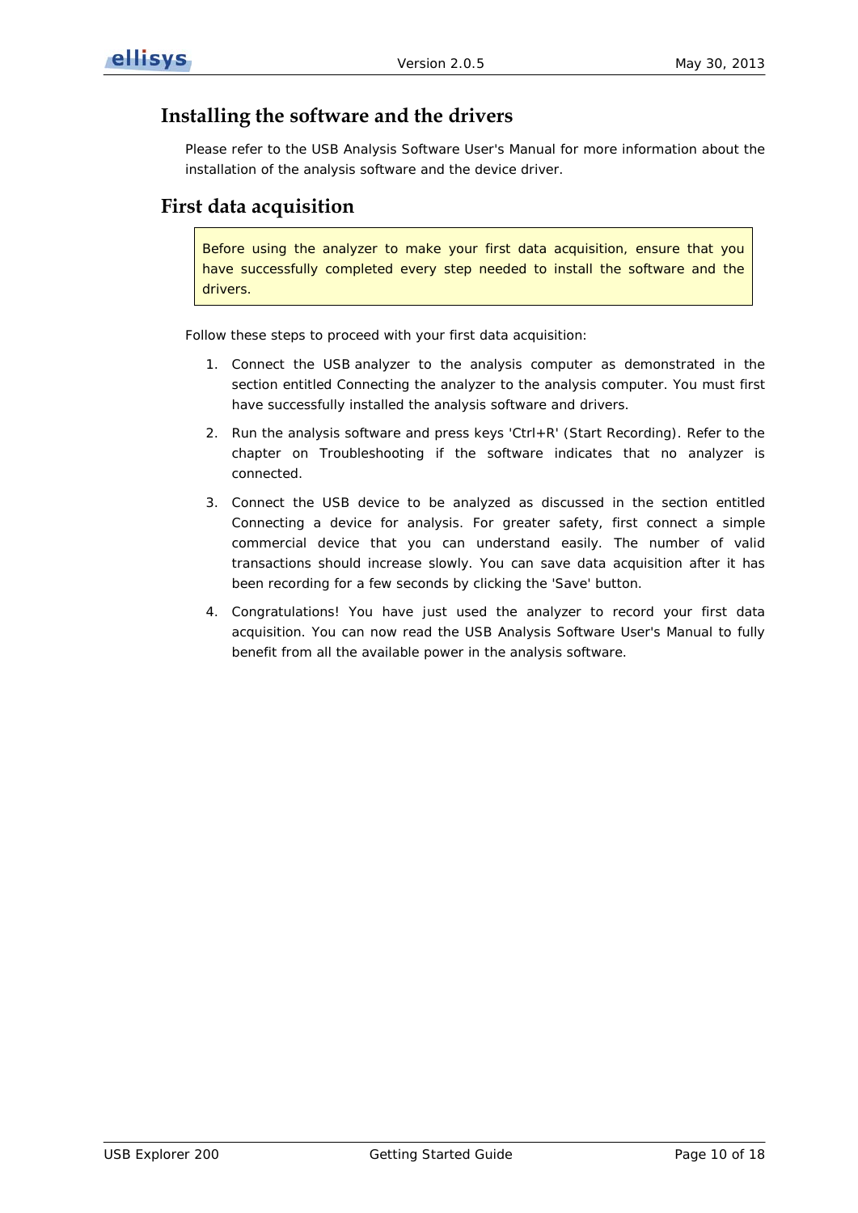## Installing the software and the drivers

Please refer to the USB Analysis Software User's Manual for more information about the installation of the analysis software and the device driver.

## First data acquisition

> Before using the analyzer to make your first data acquisition, ensure that you have successfully completed every step needed to install the software and the drivers.

Follow these steps to proceed with your first data acquisition:

1. Connect the USB analyzer to the analysis computer as demonstrated in the section entitled Connecting the analyzer to the analysis computer. You must first have successfully installed the analysis software and drivers.
2. Run the analysis software and press keys 'Ctrl+R' (Start Recording). Refer to the chapter on Troubleshooting if the software indicates that no analyzer is connected.
3. Connect the USB device to be analyzed as discussed in the section entitled Connecting a device for analysis. For greater safety, first connect a simple commercial device that you can understand easily. The number of valid transactions should increase slowly. You can save data acquisition after it has been recording for a few seconds by clicking the 'Save' button.
4. Congratulations! You have just used the analyzer to record your first data acquisition. You can now read the USB Analysis Software User's Manual to fully benefit from all the available power in the analysis software.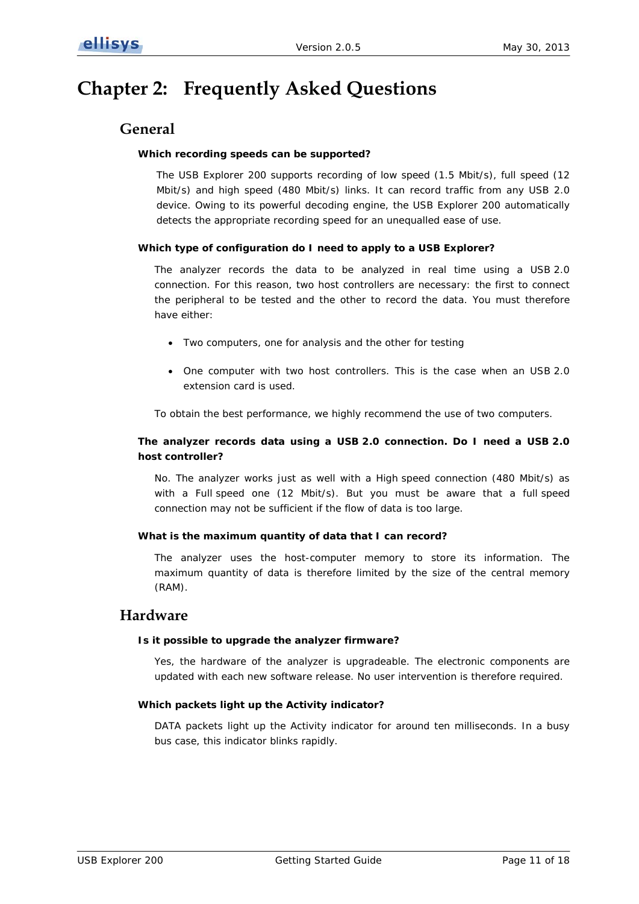# Chapter 2: Frequently Asked Questions

## General

**Which recording speeds can be supported?**

The USB Explorer 200 supports recording of low speed (1.5 Mbit/s), full speed (12 Mbit/s) and high speed (480 Mbit/s) links. It can record traffic from any USB 2.0 device. Owing to its powerful decoding engine, the USB Explorer 200 automatically detects the appropriate recording speed for an unequalled ease of use.

**Which type of configuration do I need to apply to a USB Explorer?**

The analyzer records the data to be analyzed in real time using a USB 2.0 connection. For this reason, two host controllers are necessary: the first to connect the peripheral to be tested and the other to record the data. You must therefore have either:

- Two computers, one for analysis and the other for testing
- One computer with two host controllers. This is the case when an USB 2.0 extension card is used.

To obtain the best performance, we highly recommend the use of two computers.

**The analyzer records data using a USB 2.0 connection. Do I need a USB 2.0 host controller?**

No. The analyzer works just as well with a High speed connection (480 Mbit/s) as with a Full speed one (12 Mbit/s). But you must be aware that a full speed connection may not be sufficient if the flow of data is too large.

**What is the maximum quantity of data that I can record?**

The analyzer uses the host-computer memory to store its information. The maximum quantity of data is therefore limited by the size of the central memory (RAM).

## Hardware

**Is it possible to upgrade the analyzer firmware?**

Yes, the hardware of the analyzer is upgradeable. The electronic components are updated with each new software release. No user intervention is therefore required.

**Which packets light up the Activity indicator?**

DATA packets light up the Activity indicator for around ten milliseconds. In a busy bus case, this indicator blinks rapidly.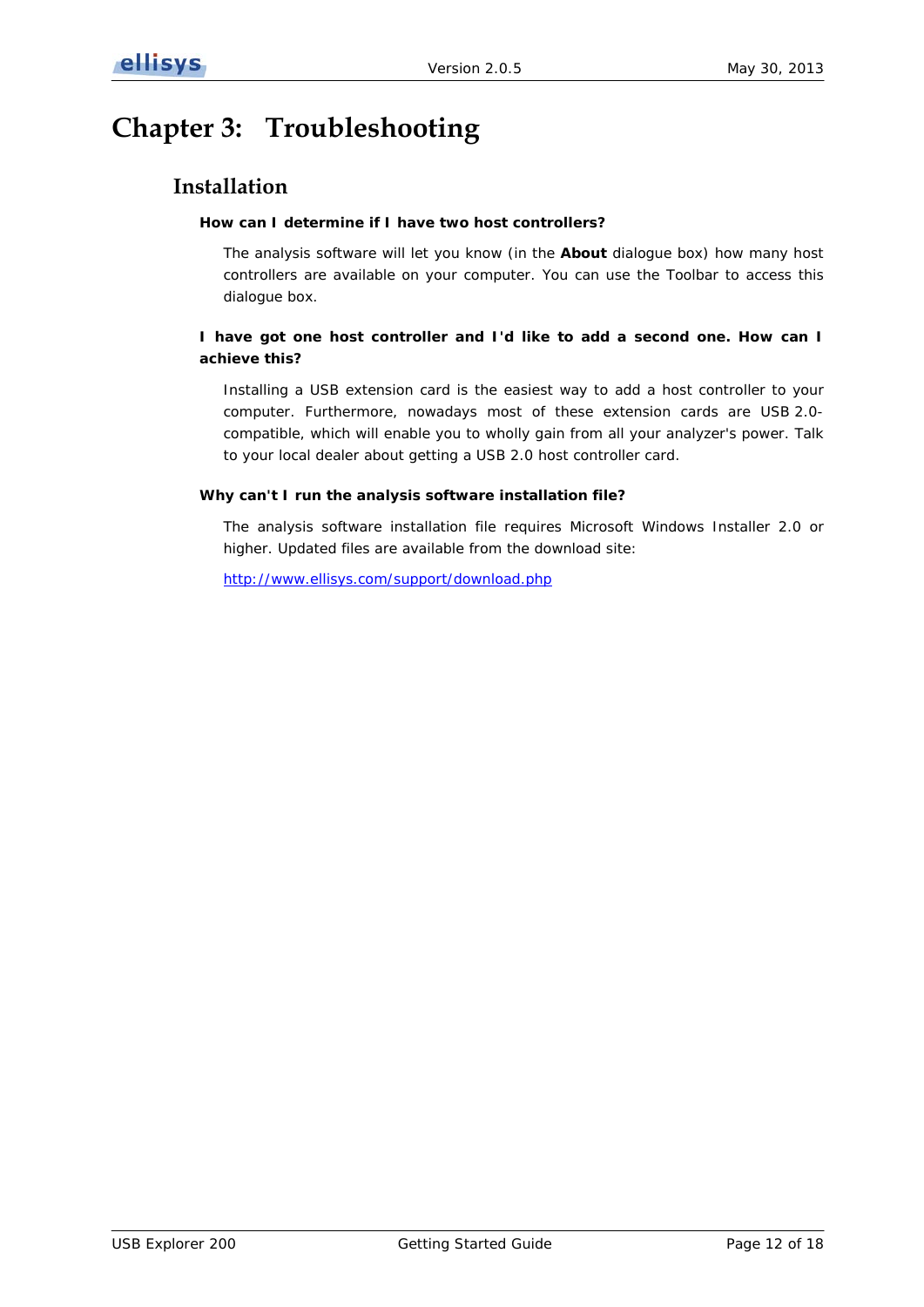# Chapter 3: Troubleshooting

## Installation

**How can I determine if I have two host controllers?**

The analysis software will let you know (in the **About** dialogue box) how many host controllers are available on your computer. You can use the Toolbar to access this dialogue box.

**I have got one host controller and I'd like to add a second one. How can I achieve this?**

Installing a USB extension card is the easiest way to add a host controller to your computer. Furthermore, nowadays most of these extension cards are USB 2.0-compatible, which will enable you to wholly gain from all your analyzer's power. Talk to your local dealer about getting a USB 2.0 host controller card.

**Why can't I run the analysis software installation file?**

The analysis software installation file requires Microsoft Windows Installer 2.0 or higher. Updated files are available from the download site:

http://www.ellisys.com/support/download.php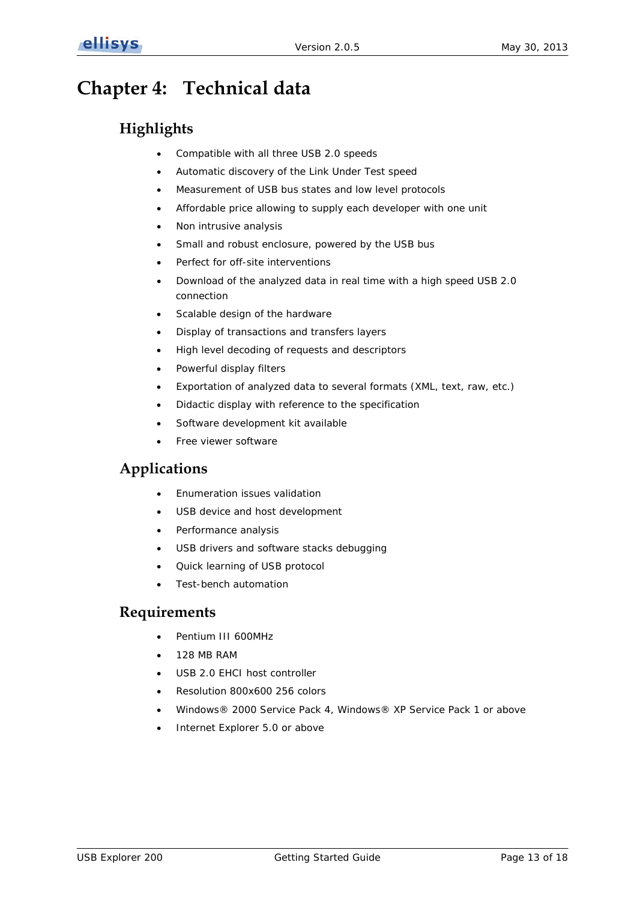# Chapter 4: Technical data

## Highlights

- Compatible with all three USB 2.0 speeds
- Automatic discovery of the Link Under Test speed
- Measurement of USB bus states and low level protocols
- Affordable price allowing to supply each developer with one unit
- Non intrusive analysis
- Small and robust enclosure, powered by the USB bus
- Perfect for off-site interventions
- Download of the analyzed data in real time with a high speed USB 2.0 connection
- Scalable design of the hardware
- Display of transactions and transfers layers
- High level decoding of requests and descriptors
- Powerful display filters
- Exportation of analyzed data to several formats (XML, text, raw, etc.)
- Didactic display with reference to the specification
- Software development kit available
- Free viewer software

## Applications

- Enumeration issues validation
- USB device and host development
- Performance analysis
- USB drivers and software stacks debugging
- Quick learning of USB protocol
- Test-bench automation

## Requirements

- Pentium III 600MHz
- 128 MB RAM
- USB 2.0 EHCI host controller
- Resolution 800x600 256 colors
- Windows® 2000 Service Pack 4, Windows® XP Service Pack 1 or above
- Internet Explorer 5.0 or above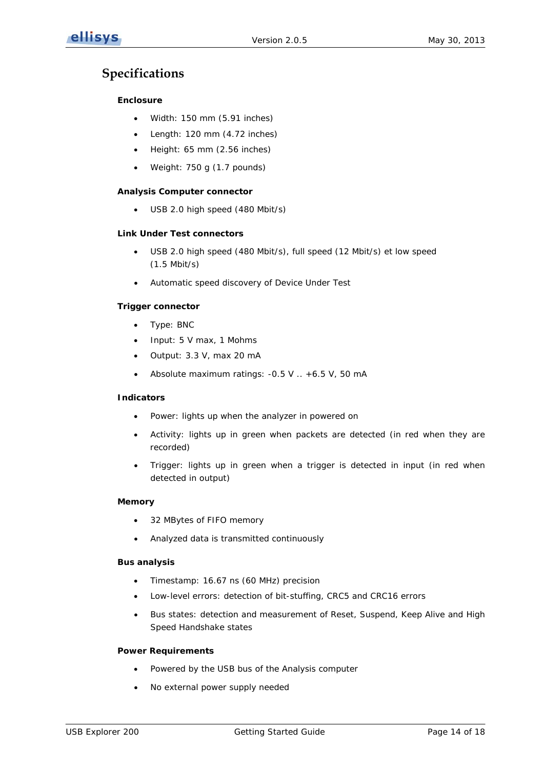# Specifications

**Enclosure**

- Width: 150 mm (5.91 inches)
- Length: 120 mm (4.72 inches)
- Height: 65 mm (2.56 inches)
- Weight: 750 g (1.7 pounds)

**Analysis Computer connector**

- USB 2.0 high speed (480 Mbit/s)

**Link Under Test connectors**

- USB 2.0 high speed (480 Mbit/s), full speed (12 Mbit/s) et low speed (1.5 Mbit/s)
- Automatic speed discovery of Device Under Test

**Trigger connector**

- Type: BNC
- Input: 5 V max, 1 Mohms
- Output: 3.3 V, max 20 mA
- Absolute maximum ratings: -0.5 V .. +6.5 V, 50 mA

**Indicators**

- Power: lights up when the analyzer in powered on
- Activity: lights up in green when packets are detected (in red when they are recorded)
- Trigger: lights up in green when a trigger is detected in input (in red when detected in output)

**Memory**

- 32 MBytes of FIFO memory
- Analyzed data is transmitted continuously

**Bus analysis**

- Timestamp: 16.67 ns (60 MHz) precision
- Low-level errors: detection of bit-stuffing, CRC5 and CRC16 errors
- Bus states: detection and measurement of Reset, Suspend, Keep Alive and High Speed Handshake states

**Power Requirements**

- Powered by the USB bus of the Analysis computer
- No external power supply needed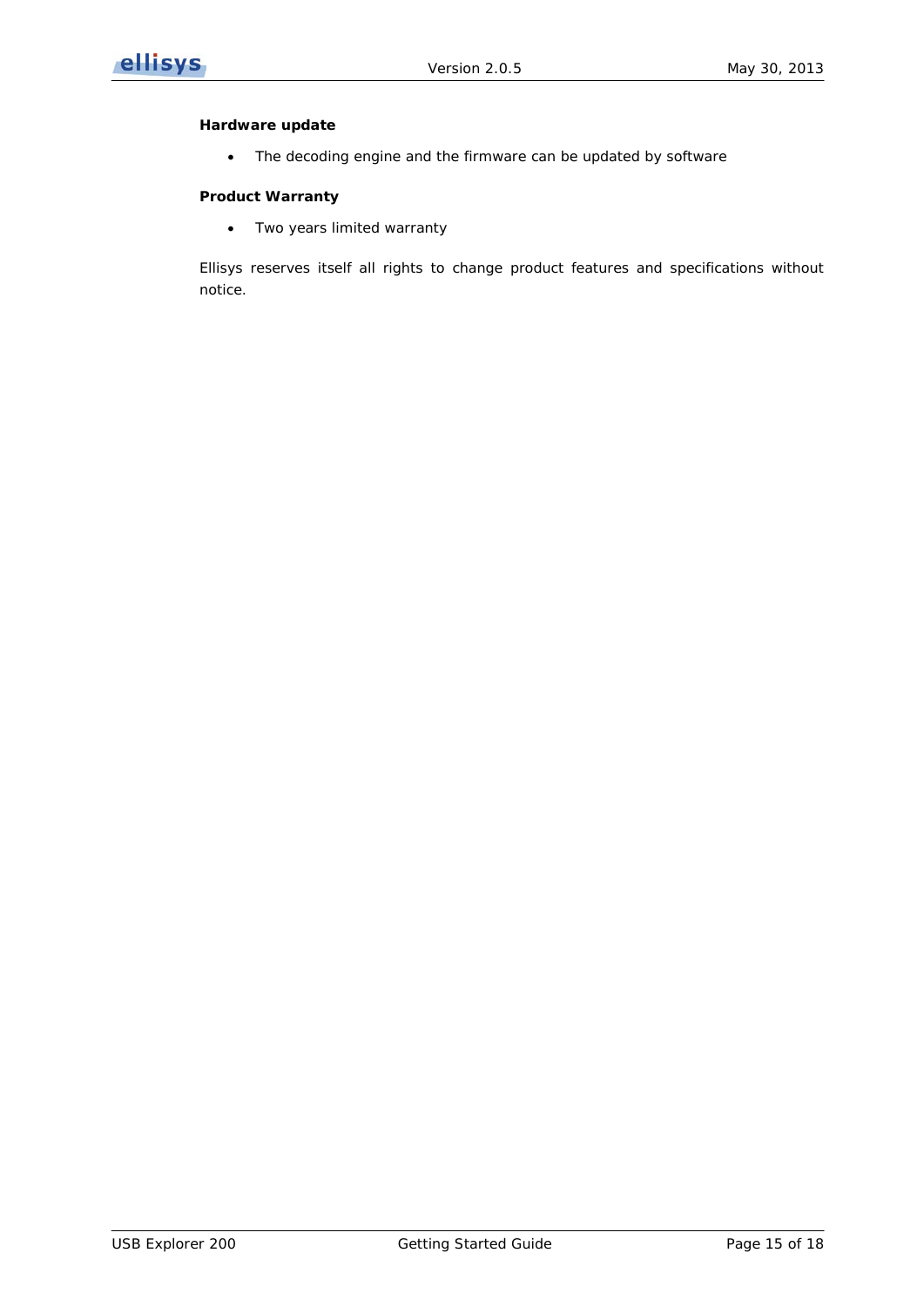**Hardware update**

- The decoding engine and the firmware can be updated by software

**Product Warranty**

- Two years limited warranty

Ellisys reserves itself all rights to change product features and specifications without notice.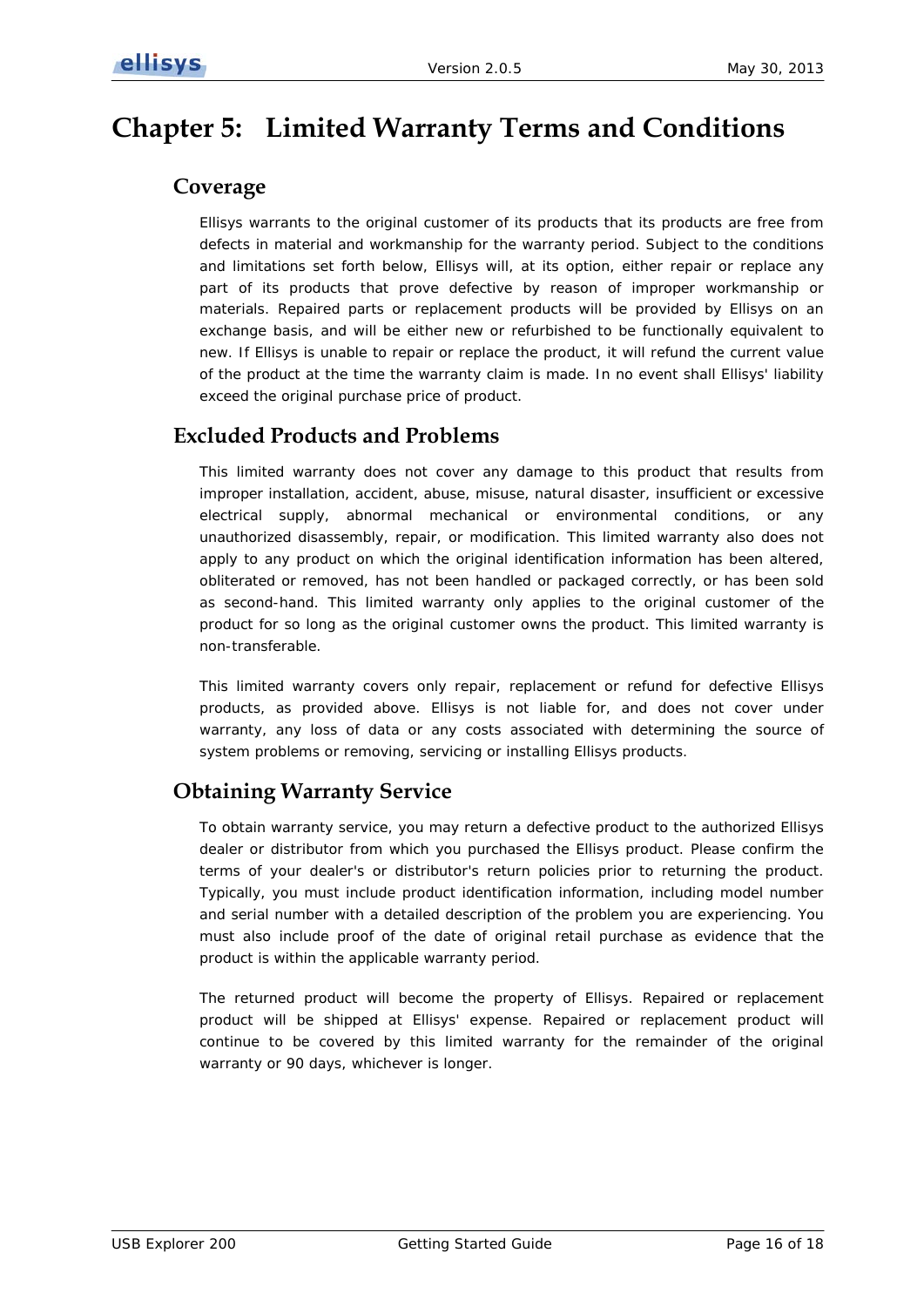# Chapter 5: Limited Warranty Terms and Conditions

## Coverage

Ellisys warrants to the original customer of its products that its products are free from defects in material and workmanship for the warranty period. Subject to the conditions and limitations set forth below, Ellisys will, at its option, either repair or replace any part of its products that prove defective by reason of improper workmanship or materials. Repaired parts or replacement products will be provided by Ellisys on an exchange basis, and will be either new or refurbished to be functionally equivalent to new. If Ellisys is unable to repair or replace the product, it will refund the current value of the product at the time the warranty claim is made. In no event shall Ellisys' liability exceed the original purchase price of product.

## Excluded Products and Problems

This limited warranty does not cover any damage to this product that results from improper installation, accident, abuse, misuse, natural disaster, insufficient or excessive electrical supply, abnormal mechanical or environmental conditions, or any unauthorized disassembly, repair, or modification. This limited warranty also does not apply to any product on which the original identification information has been altered, obliterated or removed, has not been handled or packaged correctly, or has been sold as second-hand. This limited warranty only applies to the original customer of the product for so long as the original customer owns the product. This limited warranty is non-transferable.

This limited warranty covers only repair, replacement or refund for defective Ellisys products, as provided above. Ellisys is not liable for, and does not cover under warranty, any loss of data or any costs associated with determining the source of system problems or removing, servicing or installing Ellisys products.

## Obtaining Warranty Service

To obtain warranty service, you may return a defective product to the authorized Ellisys dealer or distributor from which you purchased the Ellisys product. Please confirm the terms of your dealer's or distributor's return policies prior to returning the product. Typically, you must include product identification information, including model number and serial number with a detailed description of the problem you are experiencing. You must also include proof of the date of original retail purchase as evidence that the product is within the applicable warranty period.

The returned product will become the property of Ellisys. Repaired or replacement product will be shipped at Ellisys' expense. Repaired or replacement product will continue to be covered by this limited warranty for the remainder of the original warranty or 90 days, whichever is longer.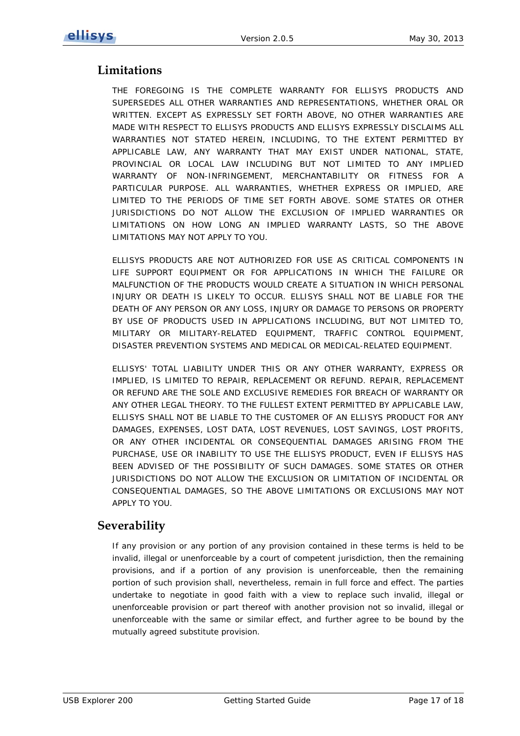## Limitations

THE FOREGOING IS THE COMPLETE WARRANTY FOR ELLISYS PRODUCTS AND SUPERSEDES ALL OTHER WARRANTIES AND REPRESENTATIONS, WHETHER ORAL OR WRITTEN. EXCEPT AS EXPRESSLY SET FORTH ABOVE, NO OTHER WARRANTIES ARE MADE WITH RESPECT TO ELLISYS PRODUCTS AND ELLISYS EXPRESSLY DISCLAIMS ALL WARRANTIES NOT STATED HEREIN, INCLUDING, TO THE EXTENT PERMITTED BY APPLICABLE LAW, ANY WARRANTY THAT MAY EXIST UNDER NATIONAL, STATE, PROVINCIAL OR LOCAL LAW INCLUDING BUT NOT LIMITED TO ANY IMPLIED WARRANTY OF NON-INFRINGEMENT, MERCHANTABILITY OR FITNESS FOR A PARTICULAR PURPOSE. ALL WARRANTIES, WHETHER EXPRESS OR IMPLIED, ARE LIMITED TO THE PERIODS OF TIME SET FORTH ABOVE. SOME STATES OR OTHER JURISDICTIONS DO NOT ALLOW THE EXCLUSION OF IMPLIED WARRANTIES OR LIMITATIONS ON HOW LONG AN IMPLIED WARRANTY LASTS, SO THE ABOVE LIMITATIONS MAY NOT APPLY TO YOU.

ELLISYS PRODUCTS ARE NOT AUTHORIZED FOR USE AS CRITICAL COMPONENTS IN LIFE SUPPORT EQUIPMENT OR FOR APPLICATIONS IN WHICH THE FAILURE OR MALFUNCTION OF THE PRODUCTS WOULD CREATE A SITUATION IN WHICH PERSONAL INJURY OR DEATH IS LIKELY TO OCCUR. ELLISYS SHALL NOT BE LIABLE FOR THE DEATH OF ANY PERSON OR ANY LOSS, INJURY OR DAMAGE TO PERSONS OR PROPERTY BY USE OF PRODUCTS USED IN APPLICATIONS INCLUDING, BUT NOT LIMITED TO, MILITARY OR MILITARY-RELATED EQUIPMENT, TRAFFIC CONTROL EQUIPMENT, DISASTER PREVENTION SYSTEMS AND MEDICAL OR MEDICAL-RELATED EQUIPMENT.

ELLISYS' TOTAL LIABILITY UNDER THIS OR ANY OTHER WARRANTY, EXPRESS OR IMPLIED, IS LIMITED TO REPAIR, REPLACEMENT OR REFUND. REPAIR, REPLACEMENT OR REFUND ARE THE SOLE AND EXCLUSIVE REMEDIES FOR BREACH OF WARRANTY OR ANY OTHER LEGAL THEORY. TO THE FULLEST EXTENT PERMITTED BY APPLICABLE LAW, ELLISYS SHALL NOT BE LIABLE TO THE CUSTOMER OF AN ELLISYS PRODUCT FOR ANY DAMAGES, EXPENSES, LOST DATA, LOST REVENUES, LOST SAVINGS, LOST PROFITS, OR ANY OTHER INCIDENTAL OR CONSEQUENTIAL DAMAGES ARISING FROM THE PURCHASE, USE OR INABILITY TO USE THE ELLISYS PRODUCT, EVEN IF ELLISYS HAS BEEN ADVISED OF THE POSSIBILITY OF SUCH DAMAGES. SOME STATES OR OTHER JURISDICTIONS DO NOT ALLOW THE EXCLUSION OR LIMITATION OF INCIDENTAL OR CONSEQUENTIAL DAMAGES, SO THE ABOVE LIMITATIONS OR EXCLUSIONS MAY NOT APPLY TO YOU.

## Severability

If any provision or any portion of any provision contained in these terms is held to be invalid, illegal or unenforceable by a court of competent jurisdiction, then the remaining provisions, and if a portion of any provision is unenforceable, then the remaining portion of such provision shall, nevertheless, remain in full force and effect. The parties undertake to negotiate in good faith with a view to replace such invalid, illegal or unenforceable provision or part thereof with another provision not so invalid, illegal or unenforceable with the same or similar effect, and further agree to be bound by the mutually agreed substitute provision.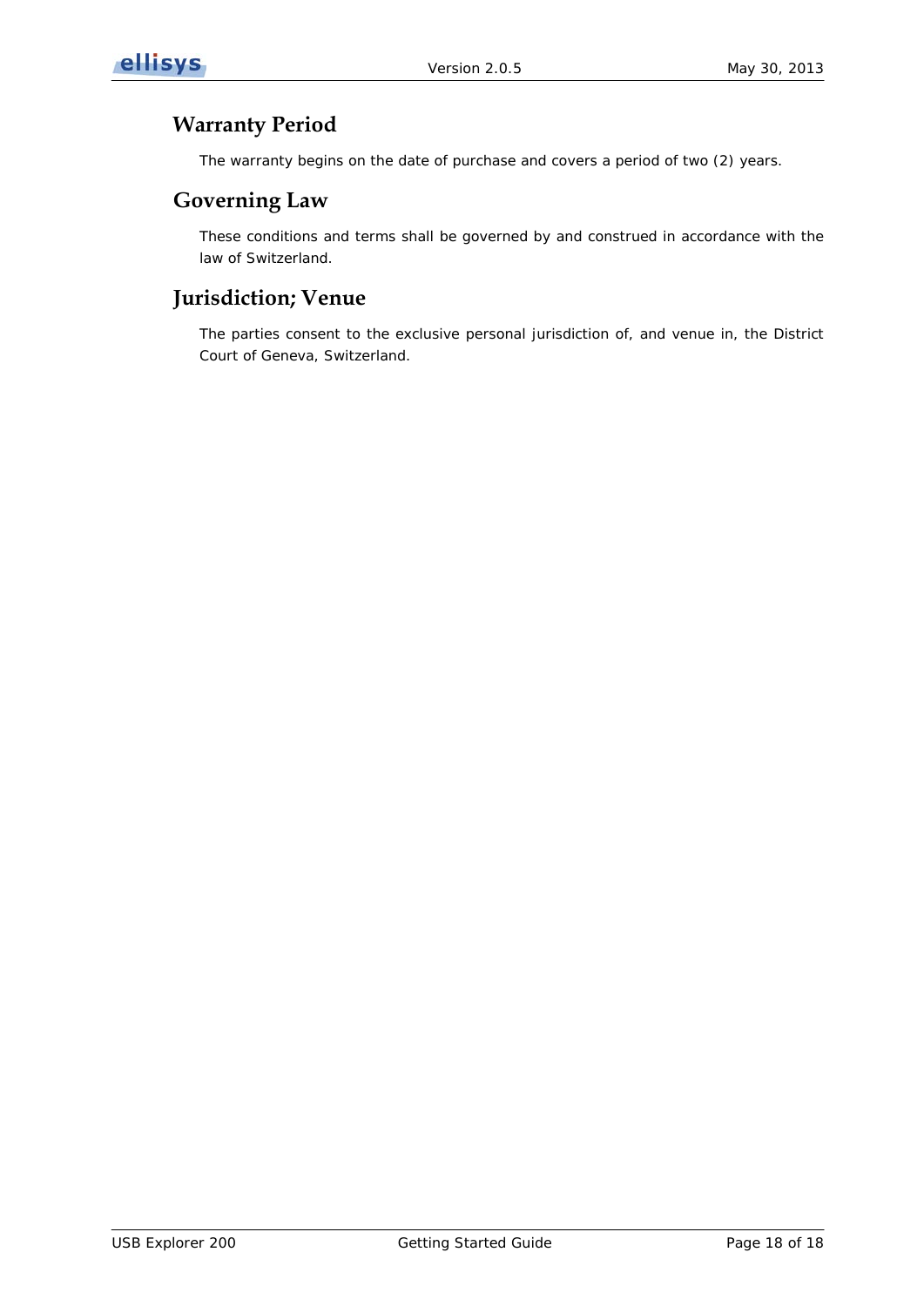## Warranty Period

The warranty begins on the date of purchase and covers a period of two (2) years.

## Governing Law

These conditions and terms shall be governed by and construed in accordance with the law of Switzerland.

## Jurisdiction; Venue

The parties consent to the exclusive personal jurisdiction of, and venue in, the District Court of Geneva, Switzerland.